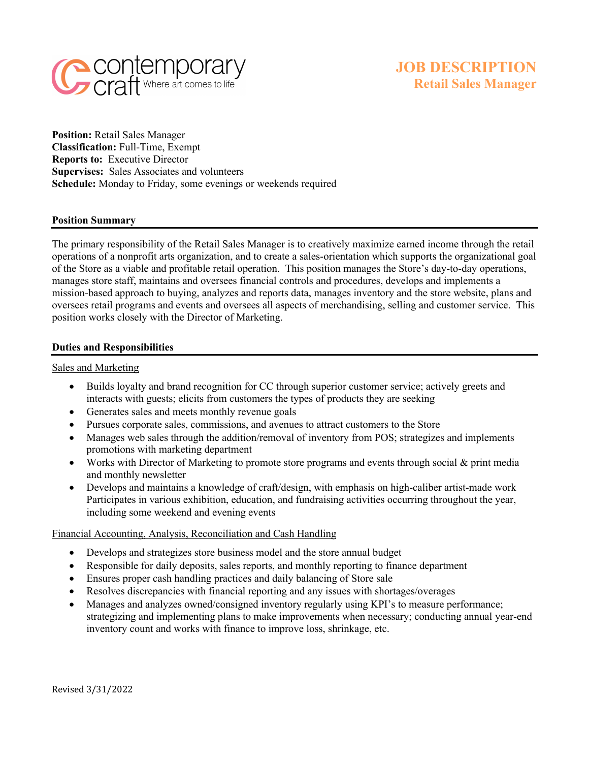contemporary craft Where art comes to life

# JOB DESCRIPTION
## Retail Sales Manager

**Position:** Retail Sales Manager
**Classification:** Full-Time, Exempt
**Reports to:** Executive Director
**Supervises:** Sales Associates and volunteers
**Schedule:** Monday to Friday, some evenings or weekends required

### Position Summary

The primary responsibility of the Retail Sales Manager is to creatively maximize earned income through the retail operations of a nonprofit arts organization, and to create a sales-orientation which supports the organizational goal of the Store as a viable and profitable retail operation. This position manages the Store's day-to-day operations, manages store staff, maintains and oversees financial controls and procedures, develops and implements a mission-based approach to buying, analyzes and reports data, manages inventory and the store website, plans and oversees retail programs and events and oversees all aspects of merchandising, selling and customer service. This position works closely with the Director of Marketing.

### Duties and Responsibilities

Sales and Marketing

- Builds loyalty and brand recognition for CC through superior customer service; actively greets and interacts with guests; elicits from customers the types of products they are seeking
- Generates sales and meets monthly revenue goals
- Pursues corporate sales, commissions, and avenues to attract customers to the Store
- Manages web sales through the addition/removal of inventory from POS; strategizes and implements promotions with marketing department
- Works with Director of Marketing to promote store programs and events through social & print media and monthly newsletter
- Develops and maintains a knowledge of craft/design, with emphasis on high-caliber artist-made work Participates in various exhibition, education, and fundraising activities occurring throughout the year, including some weekend and evening events

Financial Accounting, Analysis, Reconciliation and Cash Handling

- Develops and strategizes store business model and the store annual budget
- Responsible for daily deposits, sales reports, and monthly reporting to finance department
- Ensures proper cash handling practices and daily balancing of Store sale
- Resolves discrepancies with financial reporting and any issues with shortages/overages
- Manages and analyzes owned/consigned inventory regularly using KPI's to measure performance; strategizing and implementing plans to make improvements when necessary; conducting annual year-end inventory count and works with finance to improve loss, shrinkage, etc.

Revised 3/31/2022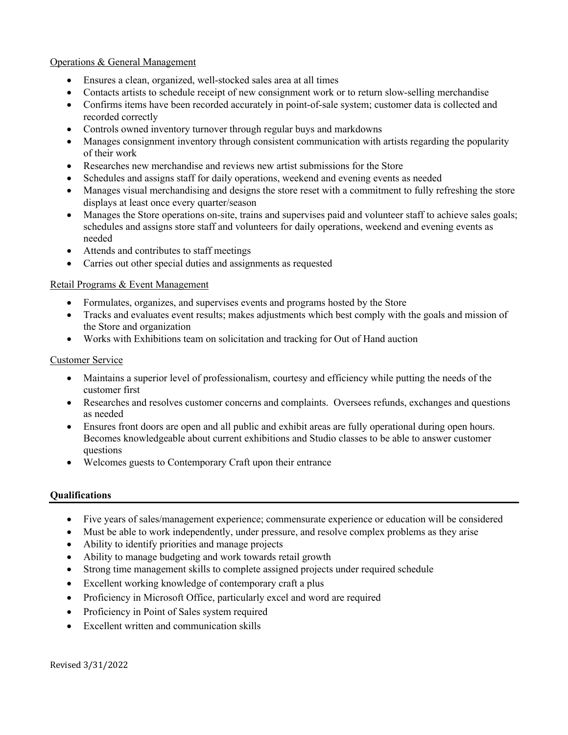Operations & General Management

- Ensures a clean, organized, well-stocked sales area at all times
- Contacts artists to schedule receipt of new consignment work or to return slow-selling merchandise
- Confirms items have been recorded accurately in point-of-sale system; customer data is collected and recorded correctly
- Controls owned inventory turnover through regular buys and markdowns
- Manages consignment inventory through consistent communication with artists regarding the popularity of their work
- Researches new merchandise and reviews new artist submissions for the Store
- Schedules and assigns staff for daily operations, weekend and evening events as needed
- Manages visual merchandising and designs the store reset with a commitment to fully refreshing the store displays at least once every quarter/season
- Manages the Store operations on-site, trains and supervises paid and volunteer staff to achieve sales goals; schedules and assigns store staff and volunteers for daily operations, weekend and evening events as needed
- Attends and contributes to staff meetings
- Carries out other special duties and assignments as requested

Retail Programs & Event Management

- Formulates, organizes, and supervises events and programs hosted by the Store
- Tracks and evaluates event results; makes adjustments which best comply with the goals and mission of the Store and organization
- Works with Exhibitions team on solicitation and tracking for Out of Hand auction

Customer Service

- Maintains a superior level of professionalism, courtesy and efficiency while putting the needs of the customer first
- Researches and resolves customer concerns and complaints. Oversees refunds, exchanges and questions as needed
- Ensures front doors are open and all public and exhibit areas are fully operational during open hours. Becomes knowledgeable about current exhibitions and Studio classes to be able to answer customer questions
- Welcomes guests to Contemporary Craft upon their entrance

## Qualifications

- Five years of sales/management experience; commensurate experience or education will be considered
- Must be able to work independently, under pressure, and resolve complex problems as they arise
- Ability to identify priorities and manage projects
- Ability to manage budgeting and work towards retail growth
- Strong time management skills to complete assigned projects under required schedule
- Excellent working knowledge of contemporary craft a plus
- Proficiency in Microsoft Office, particularly excel and word are required
- Proficiency in Point of Sales system required
- Excellent written and communication skills

Revised 3/31/2022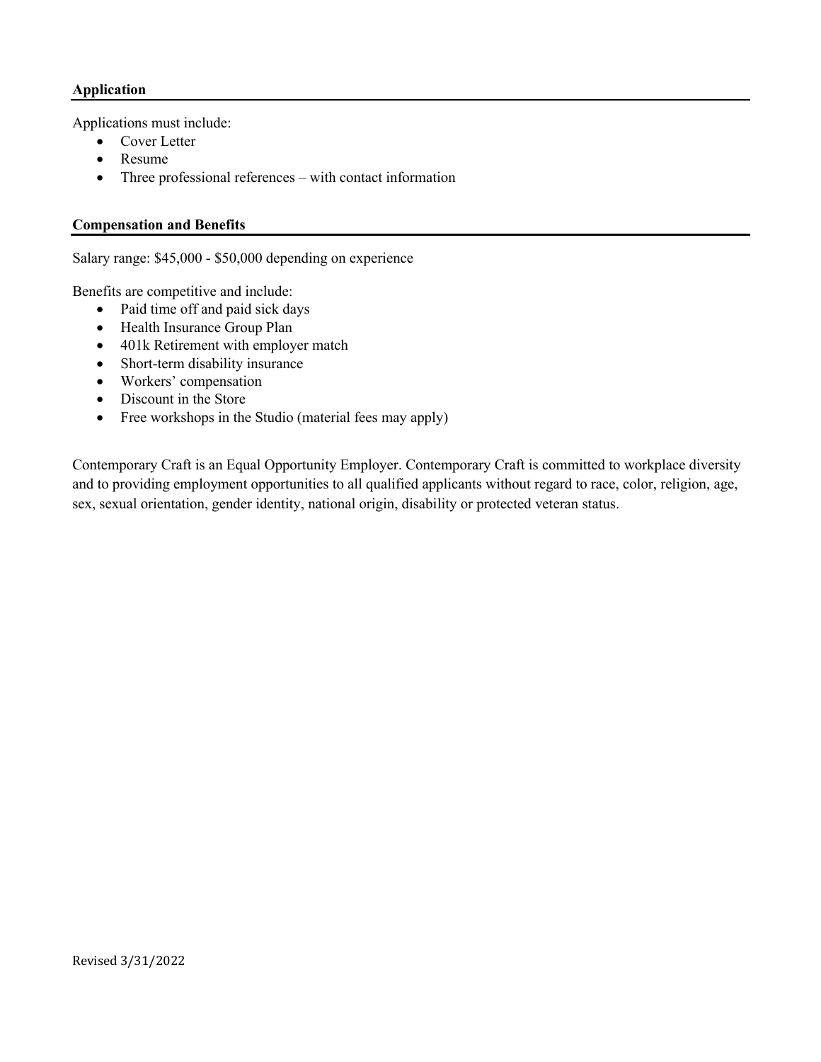## Application

Applications must include:

- Cover Letter
- Resume
- Three professional references – with contact information

## Compensation and Benefits

Salary range: $45,000 - $50,000 depending on experience

Benefits are competitive and include:

- Paid time off and paid sick days
- Health Insurance Group Plan
- 401k Retirement with employer match
- Short-term disability insurance
- Workers' compensation
- Discount in the Store
- Free workshops in the Studio (material fees may apply)

Contemporary Craft is an Equal Opportunity Employer. Contemporary Craft is committed to workplace diversity and to providing employment opportunities to all qualified applicants without regard to race, color, religion, age, sex, sexual orientation, gender identity, national origin, disability or protected veteran status.

Revised 3/31/2022